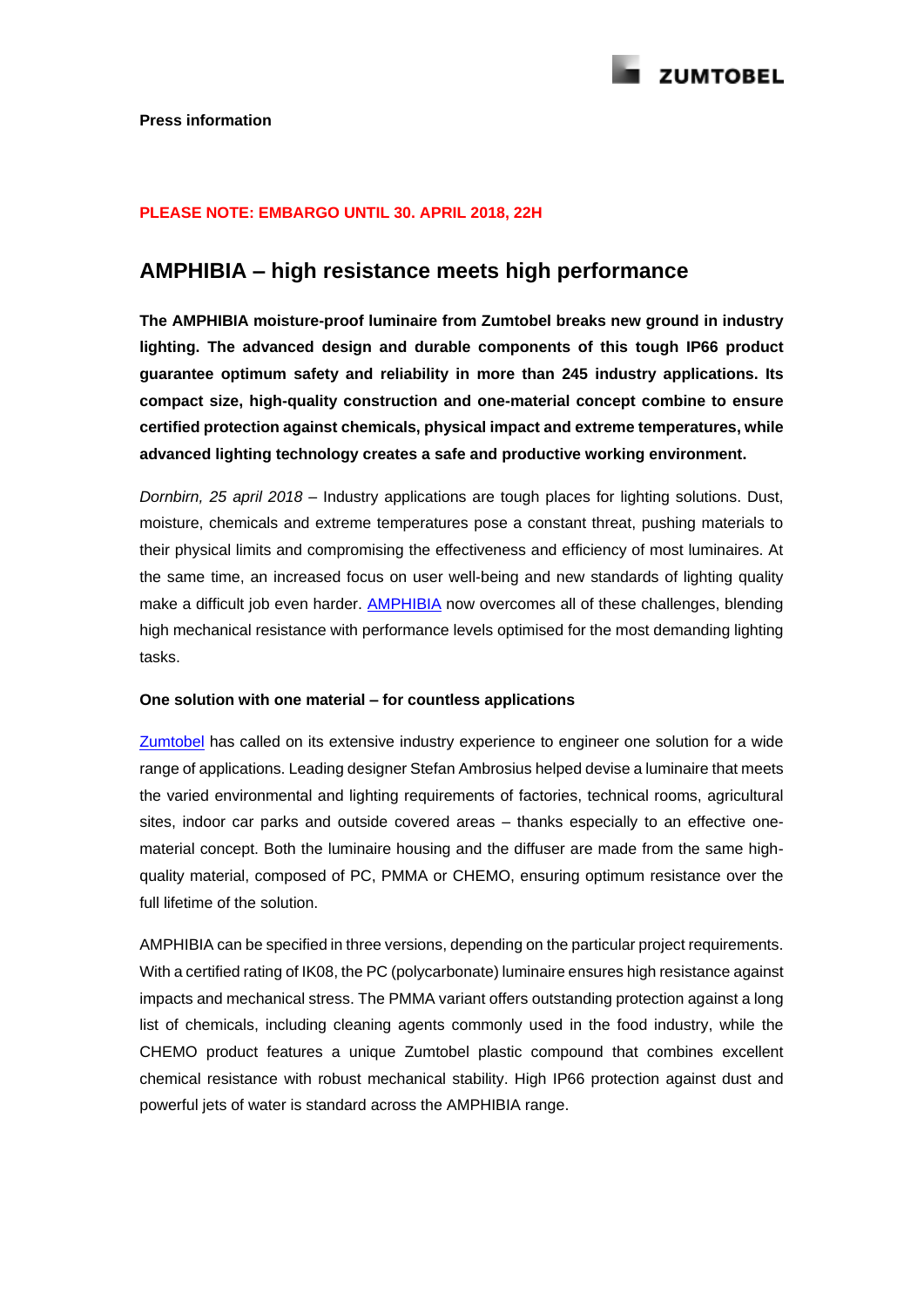**Press information**

**PLEASE NOTE: EMBARGO UNTIL 30. APRIL 2018, 22H**

# AMPHIBIA – high resistance meets high performance

**The AMPHIBIA moisture-proof luminaire from Zumtobel breaks new ground in industry lighting. The advanced design and durable components of this tough IP66 product guarantee optimum safety and reliability in more than 245 industry applications. Its compact size, high-quality construction and one-material concept combine to ensure certified protection against chemicals, physical impact and extreme temperatures, while advanced lighting technology creates a safe and productive working environment.**

*Dornbirn, 25 april 2018* – Industry applications are tough places for lighting solutions. Dust, moisture, chemicals and extreme temperatures pose a constant threat, pushing materials to their physical limits and compromising the effectiveness and efficiency of most luminaires. At the same time, an increased focus on user well-being and new standards of lighting quality make a difficult job even harder. AMPHIBIA now overcomes all of these challenges, blending high mechanical resistance with performance levels optimised for the most demanding lighting tasks.

**One solution with one material – for countless applications**

Zumtobel has called on its extensive industry experience to engineer one solution for a wide range of applications. Leading designer Stefan Ambrosius helped devise a luminaire that meets the varied environmental and lighting requirements of factories, technical rooms, agricultural sites, indoor car parks and outside covered areas – thanks especially to an effective one-material concept. Both the luminaire housing and the diffuser are made from the same high-quality material, composed of PC, PMMA or CHEMO, ensuring optimum resistance over the full lifetime of the solution.

AMPHIBIA can be specified in three versions, depending on the particular project requirements. With a certified rating of IK08, the PC (polycarbonate) luminaire ensures high resistance against impacts and mechanical stress. The PMMA variant offers outstanding protection against a long list of chemicals, including cleaning agents commonly used in the food industry, while the CHEMO product features a unique Zumtobel plastic compound that combines excellent chemical resistance with robust mechanical stability. High IP66 protection against dust and powerful jets of water is standard across the AMPHIBIA range.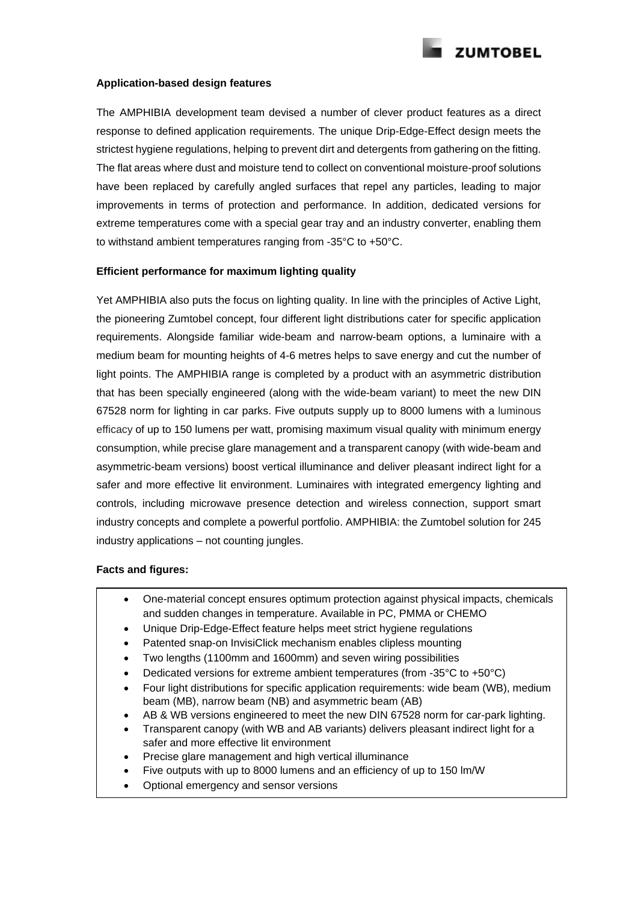**Application-based design features**

The AMPHIBIA development team devised a number of clever product features as a direct response to defined application requirements. The unique Drip-Edge-Effect design meets the strictest hygiene regulations, helping to prevent dirt and detergents from gathering on the fitting. The flat areas where dust and moisture tend to collect on conventional moisture-proof solutions have been replaced by carefully angled surfaces that repel any particles, leading to major improvements in terms of protection and performance. In addition, dedicated versions for extreme temperatures come with a special gear tray and an industry converter, enabling them to withstand ambient temperatures ranging from -35°C to +50°C.

**Efficient performance for maximum lighting quality**

Yet AMPHIBIA also puts the focus on lighting quality. In line with the principles of Active Light, the pioneering Zumtobel concept, four different light distributions cater for specific application requirements. Alongside familiar wide-beam and narrow-beam options, a luminaire with a medium beam for mounting heights of 4-6 metres helps to save energy and cut the number of light points. The AMPHIBIA range is completed by a product with an asymmetric distribution that has been specially engineered (along with the wide-beam variant) to meet the new DIN 67528 norm for lighting in car parks. Five outputs supply up to 8000 lumens with a luminous efficacy of up to 150 lumens per watt, promising maximum visual quality with minimum energy consumption, while precise glare management and a transparent canopy (with wide-beam and asymmetric-beam versions) boost vertical illuminance and deliver pleasant indirect light for a safer and more effective lit environment. Luminaires with integrated emergency lighting and controls, including microwave presence detection and wireless connection, support smart industry concepts and complete a powerful portfolio. AMPHIBIA: the Zumtobel solution for 245 industry applications – not counting jungles.

**Facts and figures:**

- One-material concept ensures optimum protection against physical impacts, chemicals and sudden changes in temperature. Available in PC, PMMA or CHEMO
- Unique Drip-Edge-Effect feature helps meet strict hygiene regulations
- Patented snap-on InvisiClick mechanism enables clipless mounting
- Two lengths (1100mm and 1600mm) and seven wiring possibilities
- Dedicated versions for extreme ambient temperatures (from -35°C to +50°C)
- Four light distributions for specific application requirements: wide beam (WB), medium beam (MB), narrow beam (NB) and asymmetric beam (AB)
- AB & WB versions engineered to meet the new DIN 67528 norm for car-park lighting.
- Transparent canopy (with WB and AB variants) delivers pleasant indirect light for a safer and more effective lit environment
- Precise glare management and high vertical illuminance
- Five outputs with up to 8000 lumens and an efficiency of up to 150 lm/W
- Optional emergency and sensor versions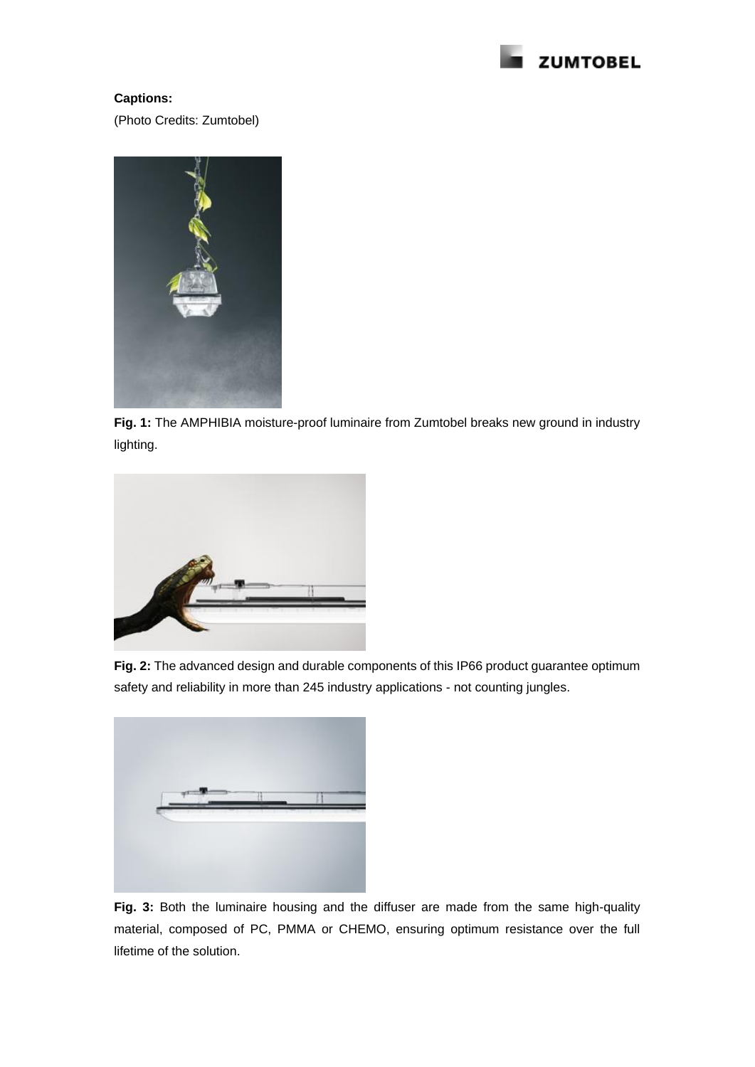**Captions:**

(Photo Credits: Zumtobel)

**Fig. 1:** The AMPHIBIA moisture-proof luminaire from Zumtobel breaks new ground in industry lighting.

**Fig. 2:** The advanced design and durable components of this IP66 product guarantee optimum safety and reliability in more than 245 industry applications - not counting jungles.

**Fig. 3:** Both the luminaire housing and the diffuser are made from the same high-quality material, composed of PC, PMMA or CHEMO, ensuring optimum resistance over the full lifetime of the solution.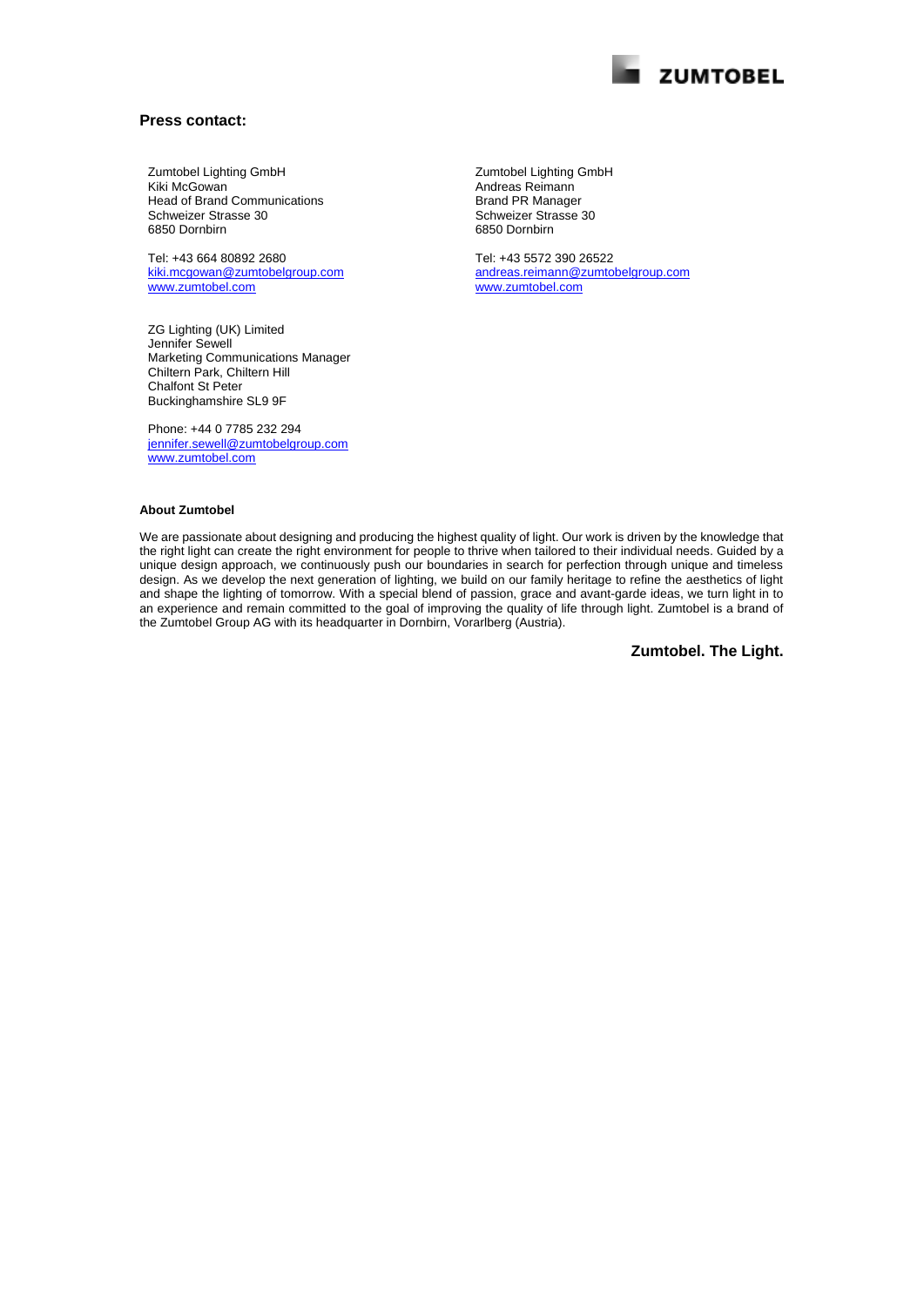## Press contact:

Zumtobel Lighting GmbH
Kiki McGowan
Head of Brand Communications
Schweizer Strasse 30
6850 Dornbirn

Tel: +43 664 80892 2680
kiki.mcgowan@zumtobelgroup.com
www.zumtobel.com

Zumtobel Lighting GmbH
Andreas Reimann
Brand PR Manager
Schweizer Strasse 30
6850 Dornbirn

Tel: +43 5572 390 26522
andreas.reimann@zumtobelgroup.com
www.zumtobel.com

ZG Lighting (UK) Limited
Jennifer Sewell
Marketing Communications Manager
Chiltern Park, Chiltern Hill
Chalfont St Peter
Buckinghamshire SL9 9F

Phone: +44 0 7785 232 294
jennifer.sewell@zumtobelgroup.com
www.zumtobel.com

**About Zumtobel**

We are passionate about designing and producing the highest quality of light. Our work is driven by the knowledge that the right light can create the right environment for people to thrive when tailored to their individual needs. Guided by a unique design approach, we continuously push our boundaries in search for perfection through unique and timeless design. As we develop the next generation of lighting, we build on our family heritage to refine the aesthetics of light and shape the lighting of tomorrow. With a special blend of passion, grace and avant-garde ideas, we turn light in to an experience and remain committed to the goal of improving the quality of life through light. Zumtobel is a brand of the Zumtobel Group AG with its headquarter in Dornbirn, Vorarlberg (Austria).

**Zumtobel. The Light.**